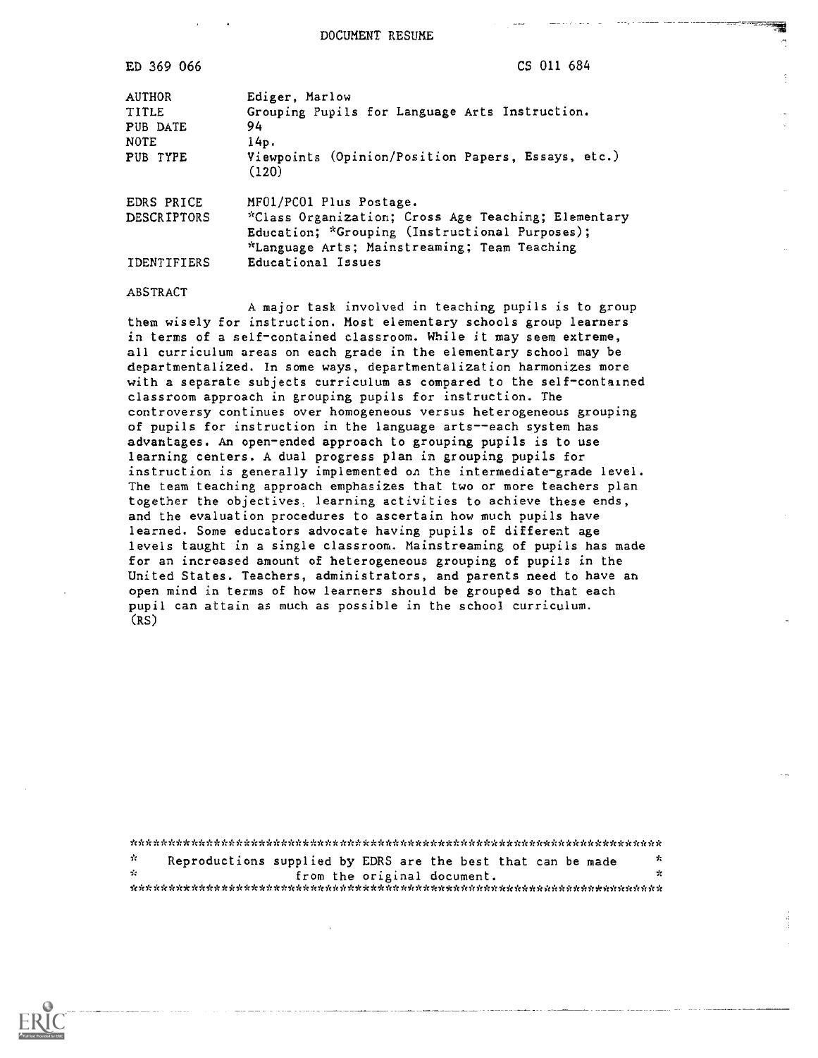DOCUMENT RESUME

| | |
|---|---|
| ED 369 066 | CS 011 684 |
| AUTHOR | Ediger, Marlow |
| TITLE | Grouping Pupils for Language Arts Instruction. |
| PUB DATE | 94 |
| NOTE | 14p. |
| PUB TYPE | Viewpoints (Opinion/Position Papers, Essays, etc.) (120) |
| EDRS PRICE | MF01/PC01 Plus Postage. |
| DESCRIPTORS | *Class Organization; Cross Age Teaching; Elementary Education; *Grouping (Instructional Purposes); *Language Arts; Mainstreaming; Team Teaching |
| IDENTIFIERS | Educational Issues |

ABSTRACT

A major task involved in teaching pupils is to group them wisely for instruction. Most elementary schools group learners in terms of a self-contained classroom. While it may seem extreme, all curriculum areas on each grade in the elementary school may be departmentalized. In some ways, departmentalization harmonizes more with a separate subjects curriculum as compared to the self-contained classroom approach in grouping pupils for instruction. The controversy continues over homogeneous versus heterogeneous grouping of pupils for instruction in the language arts--each system has advantages. An open-ended approach to grouping pupils is to use learning centers. A dual progress plan in grouping pupils for instruction is generally implemented on the intermediate-grade level. The team teaching approach emphasizes that two or more teachers plan together the objectives, learning activities to achieve these ends, and the evaluation procedures to ascertain how much pupils have learned. Some educators advocate having pupils of different age levels taught in a single classroom. Mainstreaming of pupils has made for an increased amount of heterogeneous grouping of pupils in the United States. Teachers, administrators, and parents need to have an open mind in terms of how learners should be grouped so that each pupil can attain as much as possible in the school curriculum. (RS)

***********************************************************************
* Reproductions supplied by EDRS are the best that can be made *
* from the original document. *
***********************************************************************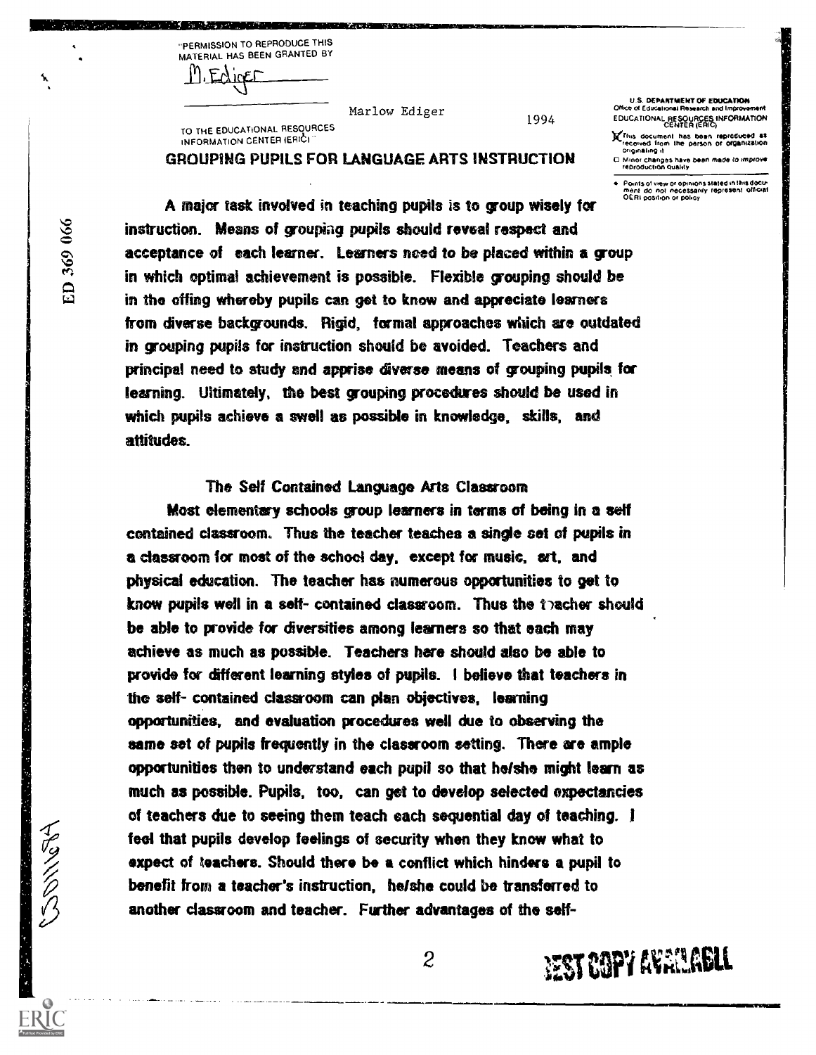Marlow Ediger 1994

# GROUPING PUPILS FOR LANGUAGE ARTS INSTRUCTION

A major task involved in teaching pupils is to group wisely for instruction. Means of grouping pupils should reveal respect and acceptance of each learner. Learners need to be placed within a group in which optimal achievement is possible. Flexible grouping should be in the offing whereby pupils can get to know and appreciate learners from diverse backgrounds. Rigid, formal approaches which are outdated in grouping pupils for instruction should be avoided. Teachers and principal need to study and apprise diverse means of grouping pupils for learning. Ultimately, the best grouping procedures should be used in which pupils achieve a swell as possible in knowledge, skills, and attitudes.

## The Self Contained Language Arts Classroom

Most elementary schools group learners in terms of being in a self contained classroom. Thus the teacher teaches a single set of pupils in a classroom for most of the school day, except for music, art, and physical education. The teacher has numerous opportunities to get to know pupils well in a self- contained classroom. Thus the teacher should be able to provide for diversities among learners so that each may achieve as much as possible. Teachers here should also be able to provide for different learning styles of pupils. I believe that teachers in the self- contained classroom can plan objectives, learning opportunities, and evaluation procedures well due to observing the same set of pupils frequently in the classroom setting. There are ample opportunities then to understand each pupil so that he/she might learn as much as possible. Pupils, too, can get to develop selected expectancies of teachers due to seeing them teach each sequential day of teaching. I feel that pupils develop feelings of security when they know what to expect of teachers. Should there be a conflict which hinders a pupil to benefit from a teacher's instruction, he/she could be transferred to another classroom and teacher. Further advantages of the self-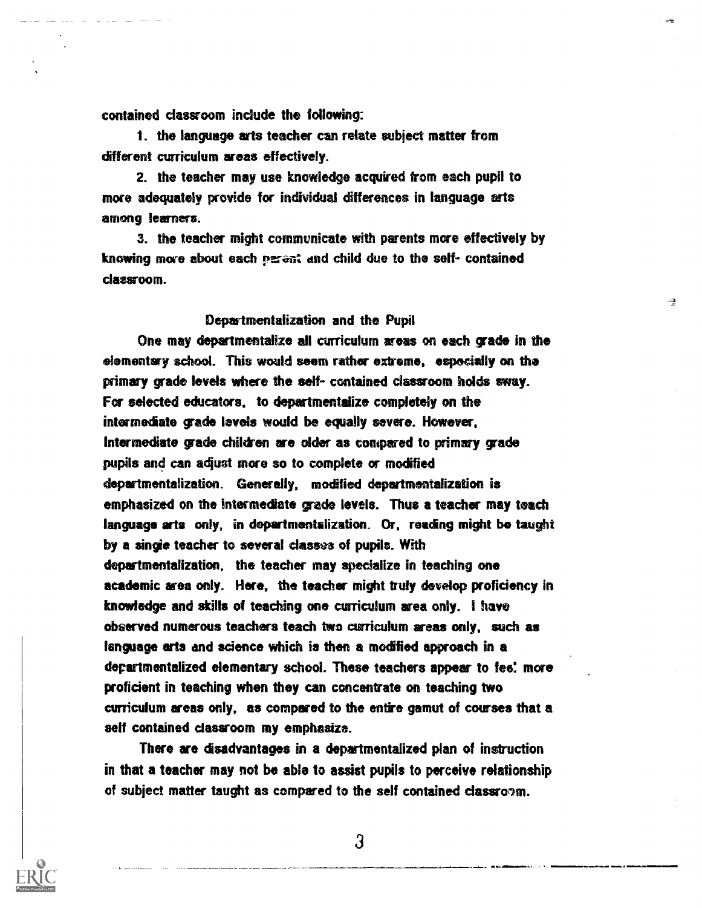contained classroom include the following:

1. the language arts teacher can relate subject matter from different curriculum areas effectively.

2. the teacher may use knowledge acquired from each pupil to more adequately provide for individual differences in language arts among learners.

3. the teacher might communicate with parents more effectively by knowing more about each parent and child due to the self- contained classroom.

## Departmentalization and the Pupil

One may departmentalize all curriculum areas on each grade in the elementary school. This would seem rather extreme, especially on the primary grade levels where the self- contained classroom holds sway. For selected educators, to departmentalize completely on the intermediate grade levels would be equally severe. However, Intermediate grade children are older as compared to primary grade pupils and can adjust more so to complete or modified departmentalization. Generally, modified departmentalization is emphasized on the intermediate grade levels. Thus a teacher may teach language arts only, in departmentalization. Or, reading might be taught by a single teacher to several classes of pupils. With departmentalization, the teacher may specialize in teaching one academic area only. Here, the teacher might truly develop proficiency in knowledge and skills of teaching one curriculum area only. I have observed numerous teachers teach two curriculum areas only, such as language arts and science which is then a modified approach in a departmentalized elementary school. These teachers appear to feel more proficient in teaching when they can concentrate on teaching two curriculum areas only, as compared to the entire gamut of courses that a self contained classroom my emphasize.

There are disadvantages in a departmentalized plan of instruction in that a teacher may not be able to assist pupils to perceive relationship of subject matter taught as compared to the self contained classroom.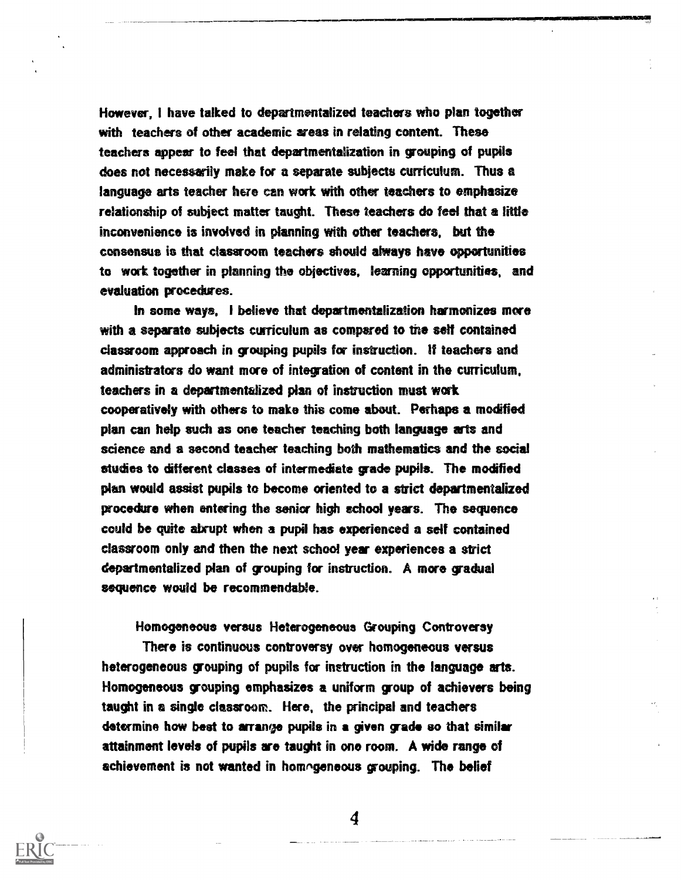However, I have talked to departmentalized teachers who plan together with teachers of other academic areas in relating content. These teachers appear to feel that departmentalization in grouping of pupils does not necessarily make for a separate subjects curriculum. Thus a language arts teacher here can work with other teachers to emphasize relationship of subject matter taught. These teachers do feel that a little inconvenience is involved in planning with other teachers, but the consensus is that classroom teachers should always have opportunities to work together in planning the objectives, learning opportunities, and evaluation procedures.

In some ways, I believe that departmentalization harmonizes more with a separate subjects curriculum as compared to the self contained classroom approach in grouping pupils for instruction. If teachers and administrators do want more of integration of content in the curriculum, teachers in a departmentalized plan of instruction must work cooperatively with others to make this come about. Perhaps a modified plan can help such as one teacher teaching both language arts and science and a second teacher teaching both mathematics and the social studies to different classes of intermediate grade pupils. The modified plan would assist pupils to become oriented to a strict departmentalized procedure when entering the senior high school years. The sequence could be quite abrupt when a pupil has experienced a self contained classroom only and then the next school year experiences a strict departmentalized plan of grouping for instruction. A more gradual sequence would be recommendable.

## Homogeneous versus Heterogeneous Grouping Controversy

There is continuous controversy over homogeneous versus heterogeneous grouping of pupils for instruction in the language arts. Homogeneous grouping emphasizes a uniform group of achievers being taught in a single classroom. Here, the principal and teachers determine how best to arrange pupils in a given grade so that similar attainment levels of pupils are taught in one room. A wide range of achievement is not wanted in homogeneous grouping. The belief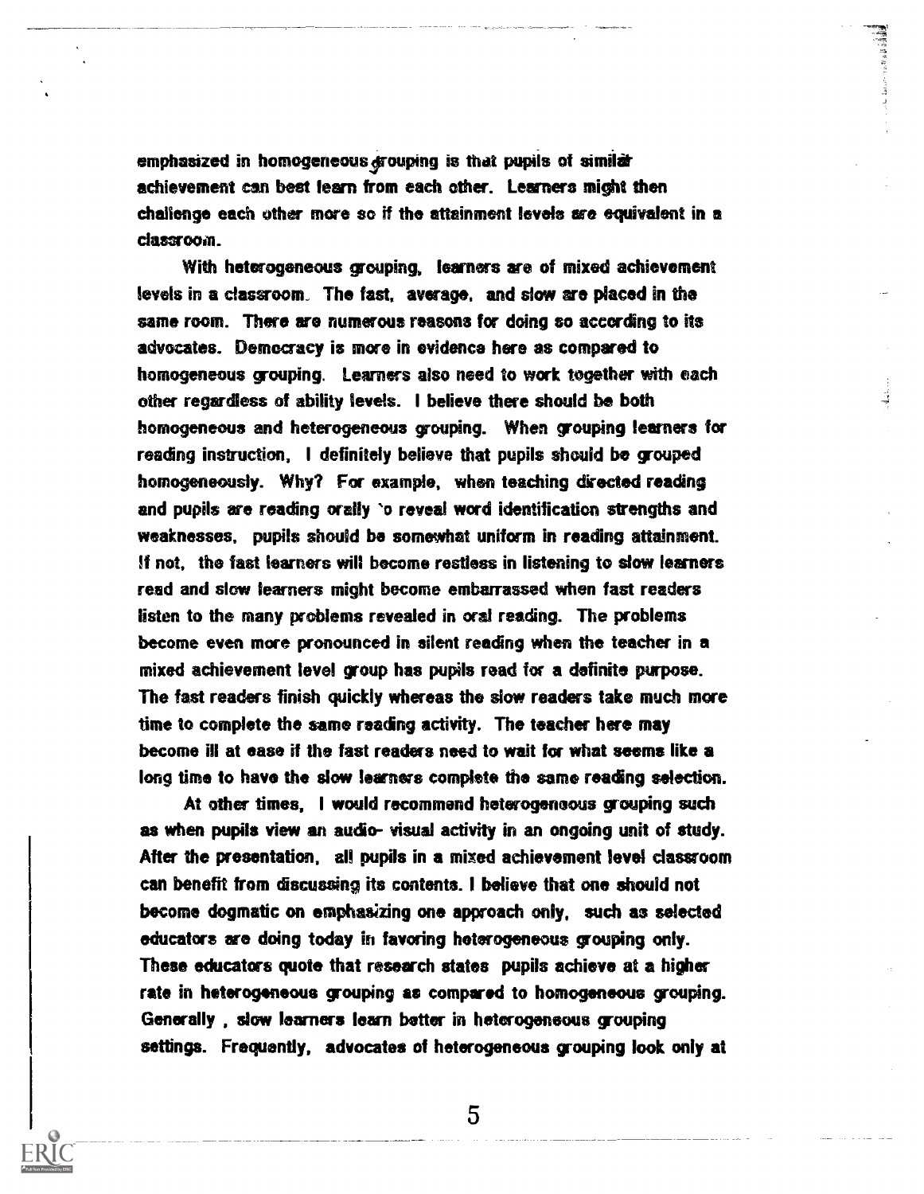emphasized in homogeneous grouping is that pupils of similar achievement can best learn from each other. Learners might then challenge each other more so if the attainment levels are equivalent in a classroom.

With heterogeneous grouping, learners are of mixed achievement levels in a classroom. The fast, average, and slow are placed in the same room. There are numerous reasons for doing so according to its advocates. Democracy is more in evidence here as compared to homogeneous grouping. Learners also need to work together with each other regardless of ability levels. I believe there should be both homogeneous and heterogeneous grouping. When grouping learners for reading instruction, I definitely believe that pupils should be grouped homogeneously. Why? For example, when teaching directed reading and pupils are reading orally to reveal word identification strengths and weaknesses, pupils should be somewhat uniform in reading attainment. If not, the fast learners will become restless in listening to slow learners read and slow learners might become embarrassed when fast readers listen to the many problems revealed in oral reading. The problems become even more pronounced in silent reading when the teacher in a mixed achievement level group has pupils read for a definite purpose. The fast readers finish quickly whereas the slow readers take much more time to complete the same reading activity. The teacher here may become ill at ease if the fast readers need to wait for what seems like a long time to have the slow learners complete the same reading selection.

At other times, I would recommend heterogeneous grouping such as when pupils view an audio- visual activity in an ongoing unit of study. After the presentation, all pupils in a mixed achievement level classroom can benefit from discussing its contents. I believe that one should not become dogmatic on emphasizing one approach only, such as selected educators are doing today in favoring heterogeneous grouping only. These educators quote that research states pupils achieve at a higher rate in heterogeneous grouping as compared to homogeneous grouping. Generally , slow learners learn better in heterogeneous grouping settings. Frequently, advocates of heterogeneous grouping look only at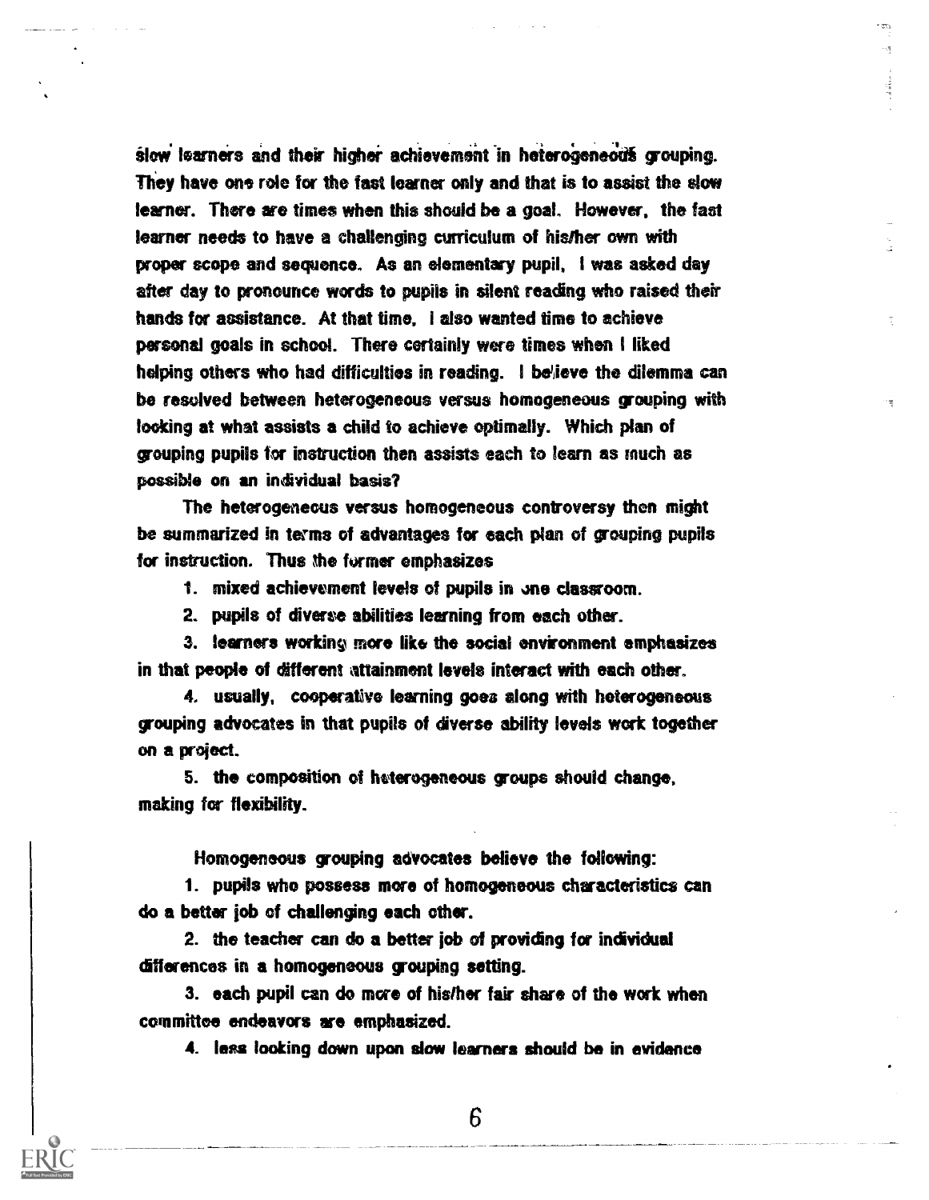slow learners and their higher achievement in heterogeneous grouping. They have one role for the fast learner only and that is to assist the slow learner. There are times when this should be a goal. However, the fast learner needs to have a challenging curriculum of his/her own with proper scope and sequence. As an elementary pupil, I was asked day after day to pronounce words to pupils in silent reading who raised their hands for assistance. At that time, I also wanted time to achieve personal goals in school. There certainly were times when I liked helping others who had difficulties in reading. I believe the dilemma can be resolved between heterogeneous versus homogeneous grouping with looking at what assists a child to achieve optimally. Which plan of grouping pupils for instruction then assists each to learn as much as possible on an individual basis?

The heterogeneous versus homogeneous controversy then might be summarized in terms of advantages for each plan of grouping pupils for instruction. Thus the former emphasizes

1. mixed achievement levels of pupils in one classroom.
2. pupils of diverse abilities learning from each other.
3. learners working more like the social environment emphasizes in that people of different attainment levels interact with each other.
4. usually, cooperative learning goes along with heterogeneous grouping advocates in that pupils of diverse ability levels work together on a project.
5. the composition of heterogeneous groups should change, making for flexibility.

Homogeneous grouping advocates believe the following:

1. pupils who possess more of homogeneous characteristics can do a better job of challenging each other.
2. the teacher can do a better job of providing for individual differences in a homogeneous grouping setting.
3. each pupil can do more of his/her fair share of the work when committee endeavors are emphasized.
4. less looking down upon slow learners should be in evidence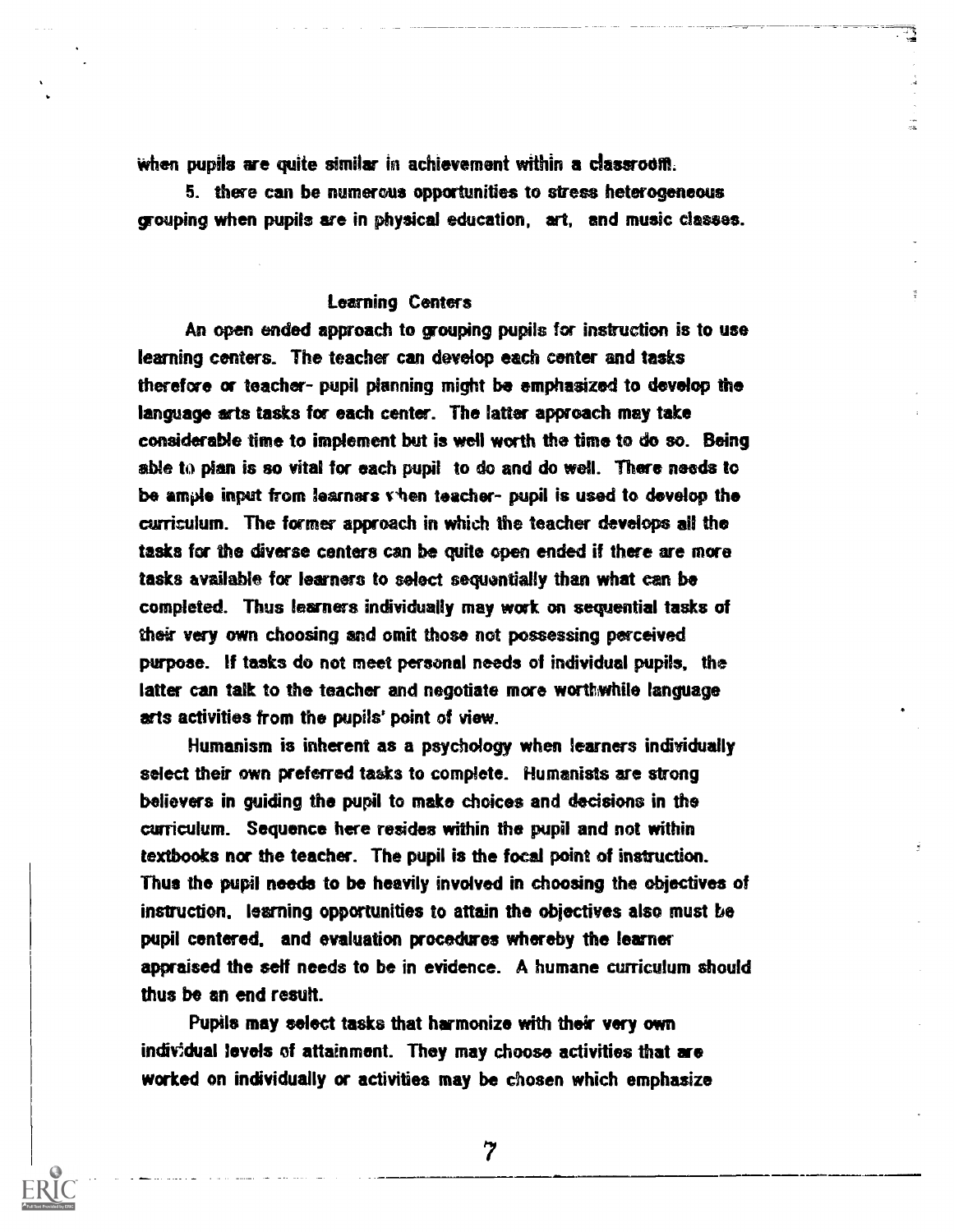when pupils are quite similar in achievement within a classroom.

5. there can be numerous opportunities to stress heterogeneous grouping when pupils are in physical education, art, and music classes.

## Learning Centers

An open ended approach to grouping pupils for instruction is to use learning centers. The teacher can develop each center and tasks therefore or teacher- pupil planning might be emphasized to develop the language arts tasks for each center. The latter approach may take considerable time to implement but is well worth the time to do so. Being able to plan is so vital for each pupil to do and do well. There needs to be ample input from learners when teacher- pupil is used to develop the curriculum. The former approach in which the teacher develops all the tasks for the diverse centers can be quite open ended if there are more tasks available for learners to select sequentially than what can be completed. Thus learners individually may work on sequential tasks of their very own choosing and omit those not possessing perceived purpose. If tasks do not meet personal needs of individual pupils, the latter can talk to the teacher and negotiate more worthwhile language arts activities from the pupils' point of view.

Humanism is inherent as a psychology when learners individually select their own preferred tasks to complete. Humanists are strong believers in guiding the pupil to make choices and decisions in the curriculum. Sequence here resides within the pupil and not within textbooks nor the teacher. The pupil is the focal point of instruction. Thus the pupil needs to be heavily involved in choosing the objectives of instruction. learning opportunities to attain the objectives also must be pupil centered, and evaluation procedures whereby the learner appraised the self needs to be in evidence. A humane curriculum should thus be an end result.

Pupils may select tasks that harmonize with their very own individual levels of attainment. They may choose activities that are worked on individually or activities may be chosen which emphasize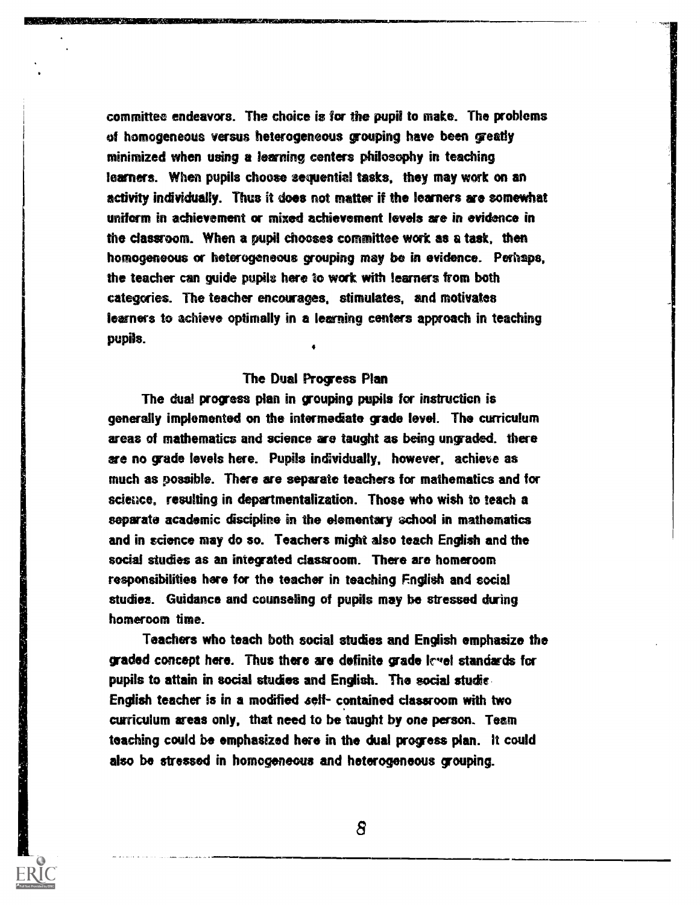committee endeavors. The choice is for the pupil to make. The problems of homogeneous versus heterogeneous grouping have been greatly minimized when using a learning centers philosophy in teaching learners. When pupils choose sequential tasks, they may work on an activity individually. Thus it does not matter if the learners are somewhat uniform in achievement or mixed achievement levels are in evidence in the classroom. When a pupil chooses committee work as a task, then homogeneous or heterogeneous grouping may be in evidence. Perhaps, the teacher can guide pupils here to work with learners from both categories. The teacher encourages, stimulates, and motivates learners to achieve optimally in a learning centers approach in teaching pupils.

## The Dual Progress Plan

The dual progress plan in grouping pupils for instruction is generally implemented on the intermediate grade level. The curriculum areas of mathematics and science are taught as being ungraded. there are no grade levels here. Pupils individually, however, achieve as much as possible. There are separate teachers for mathematics and for science, resulting in departmentalization. Those who wish to teach a separate academic discipline in the elementary school in mathematics and in science may do so. Teachers might also teach English and the social studies as an integrated classroom. There are homeroom responsibilities here for the teacher in teaching English and social studies. Guidance and counseling of pupils may be stressed during homeroom time.

Teachers who teach both social studies and English emphasize the graded concept here. Thus there are definite grade level standards for pupils to attain in social studies and English. The social studie English teacher is in a modified self- contained classroom with two curriculum areas only, that need to be taught by one person. Team teaching could be emphasized here in the dual progress plan. It could also be stressed in homogeneous and heterogeneous grouping.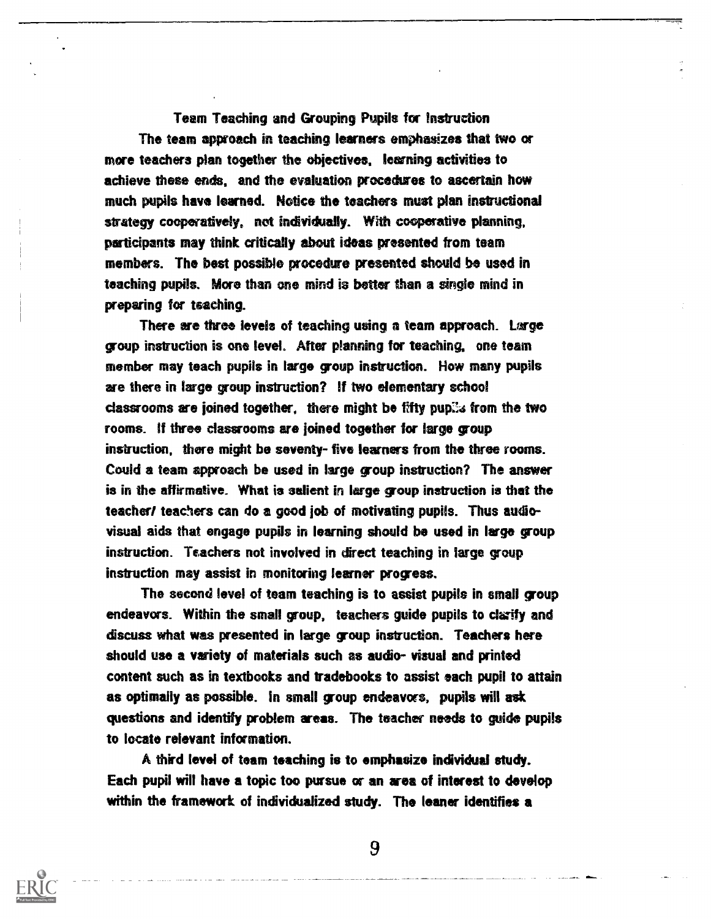## Team Teaching and Grouping Pupils for Instruction

The team approach in teaching learners emphasizes that two or more teachers plan together the objectives, learning activities to achieve these ends, and the evaluation procedures to ascertain how much pupils have learned. Notice the teachers must plan instructional strategy cooperatively, not individually. With cooperative planning, participants may think critically about ideas presented from team members. The best possible procedure presented should be used in teaching pupils. More than one mind is better than a single mind in preparing for teaching.

There are three levels of teaching using a team approach. Large group instruction is one level. After planning for teaching, one team member may teach pupils in large group instruction. How many pupils are there in large group instruction? If two elementary school classrooms are joined together, there might be fifty pupils from the two rooms. If three classrooms are joined together for large group instruction, there might be seventy- five learners from the three rooms. Could a team approach be used in large group instruction? The answer is in the affirmative. What is salient in large group instruction is that the teacher/ teachers can do a good job of motivating pupils. Thus audio-visual aids that engage pupils in learning should be used in large group instruction. Teachers not involved in direct teaching in large group instruction may assist in monitoring learner progress.

The second level of team teaching is to assist pupils in small group endeavors. Within the small group, teachers guide pupils to clarify and discuss what was presented in large group instruction. Teachers here should use a variety of materials such as audio- visual and printed content such as in textbooks and tradebooks to assist each pupil to attain as optimally as possible. In small group endeavors, pupils will ask questions and identify problem areas. The teacher needs to guide pupils to locate relevant information.

A third level of team teaching is to emphasize individual study. Each pupil will have a topic too pursue or an area of interest to develop within the framework of individualized study. The leaner identifies a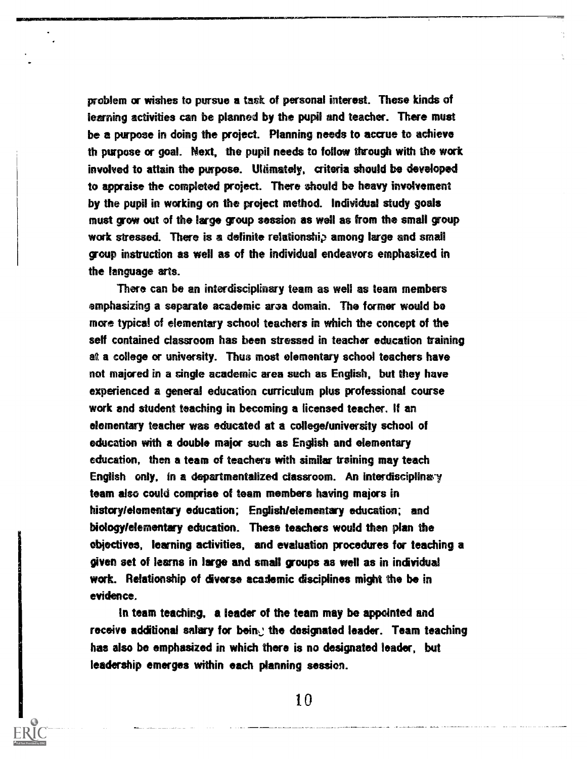problem or wishes to pursue a task of personal interest. These kinds of learning activities can be planned by the pupil and teacher. There must be a purpose in doing the project. Planning needs to accrue to achieve th purpose or goal. Next, the pupil needs to follow through with the work involved to attain the purpose. Ultimately, criteria should be developed to appraise the completed project. There should be heavy involvement by the pupil in working on the project method. Individual study goals must grow out of the large group session as well as from the small group work stressed. There is a definite relationship among large and small group instruction as well as of the individual endeavors emphasized in the language arts.

There can be an interdisciplinary team as well as team members emphasizing a separate academic area domain. The former would be more typical of elementary school teachers in which the concept of the self contained classroom has been stressed in teacher education training at a college or university. Thus most elementary school teachers have not majored in a single academic area such as English, but they have experienced a general education curriculum plus professional course work and student teaching in becoming a licensed teacher. If an elementary teacher was educated at a college/university school of education with a double major such as English and elementary education, then a team of teachers with similar training may teach English only, in a departmentalized classroom. An interdisciplinary team also could comprise of team members having majors in history/elementary education; English/elementary education; and biology/elementary education. These teachers would then plan the objectives, learning activities, and evaluation procedures for teaching a given set of learns in large and small groups as well as in individual work. Relationship of diverse academic disciplines might the be in evidence.

In team teaching, a leader of the team may be appointed and receive additional salary for being the designated leader. Team teaching has also be emphasized in which there is no designated leader, but leadership emerges within each planning session.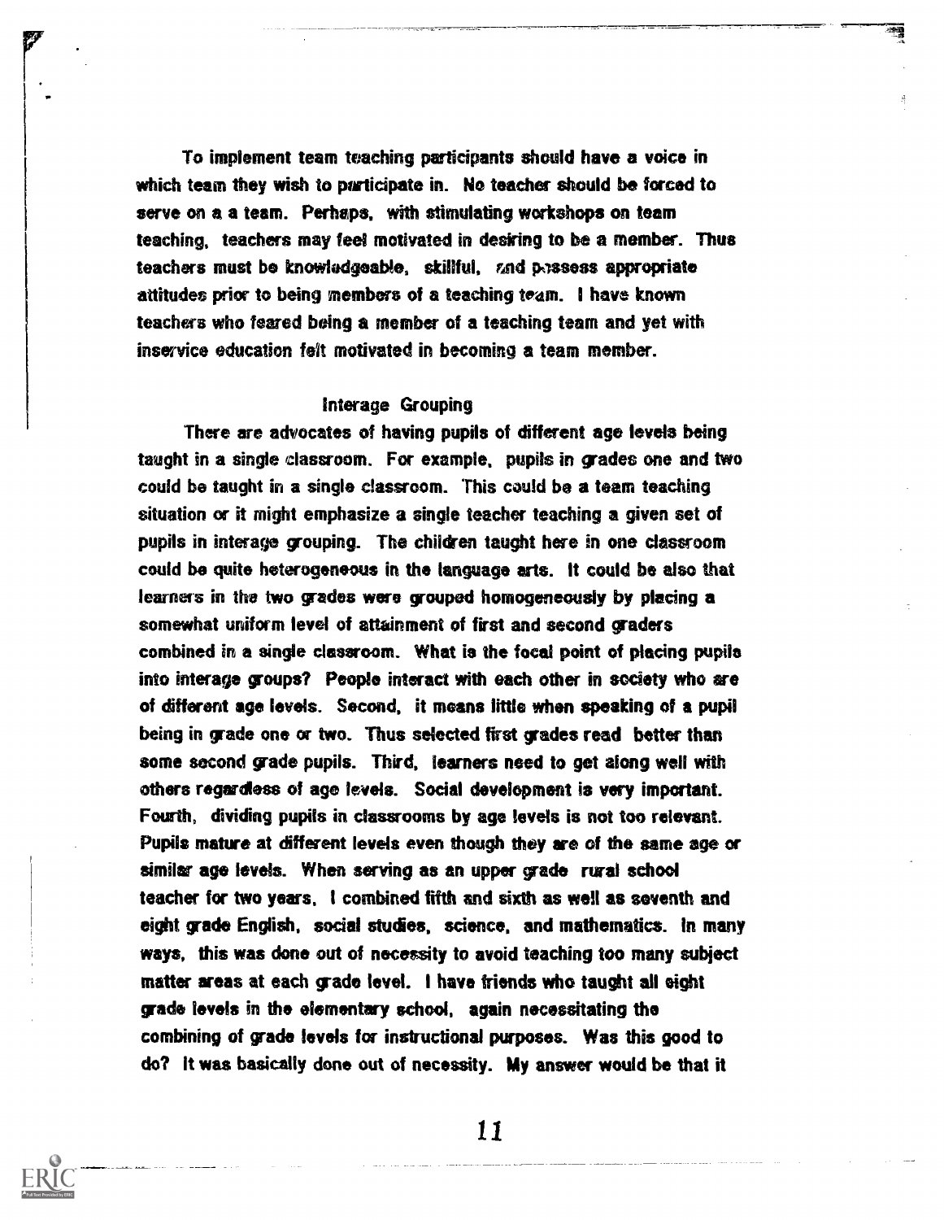To implement team teaching participants should have a voice in which team they wish to participate in. No teacher should be forced to serve on a a team. Perhaps, with stimulating workshops on team teaching, teachers may feel motivated in desiring to be a member. Thus teachers must be knowledgeable, skillful, and possess appropriate attitudes prior to being members of a teaching team. I have known teachers who feared being a member of a teaching team and yet with inservice education felt motivated in becoming a team member.

## Interage Grouping

There are advocates of having pupils of different age levels being taught in a single classroom. For example, pupils in grades one and two could be taught in a single classroom. This could be a team teaching situation or it might emphasize a single teacher teaching a given set of pupils in interage grouping. The children taught here in one classroom could be quite heterogeneous in the language arts. It could be also that learners in the two grades were grouped homogeneously by placing a somewhat uniform level of attainment of first and second graders combined in a single classroom. What is the focal point of placing pupils into interage groups? People interact with each other in society who are of different age levels. Second, it means little when speaking of a pupil being in grade one or two. Thus selected first grades read better than some second grade pupils. Third, learners need to get along well with others regardless of age levels. Social development is very important. Fourth, dividing pupils in classrooms by age levels is not too relevant. Pupils mature at different levels even though they are of the same age or similar age levels. When serving as an upper grade rural school teacher for two years, I combined fifth and sixth as well as seventh and eight grade English, social studies, science, and mathematics. In many ways, this was done out of necessity to avoid teaching too many subject matter areas at each grade level. I have friends who taught all eight grade levels in the elementary school, again necessitating the combining of grade levels for instructional purposes. Was this good to do? It was basically done out of necessity. My answer would be that it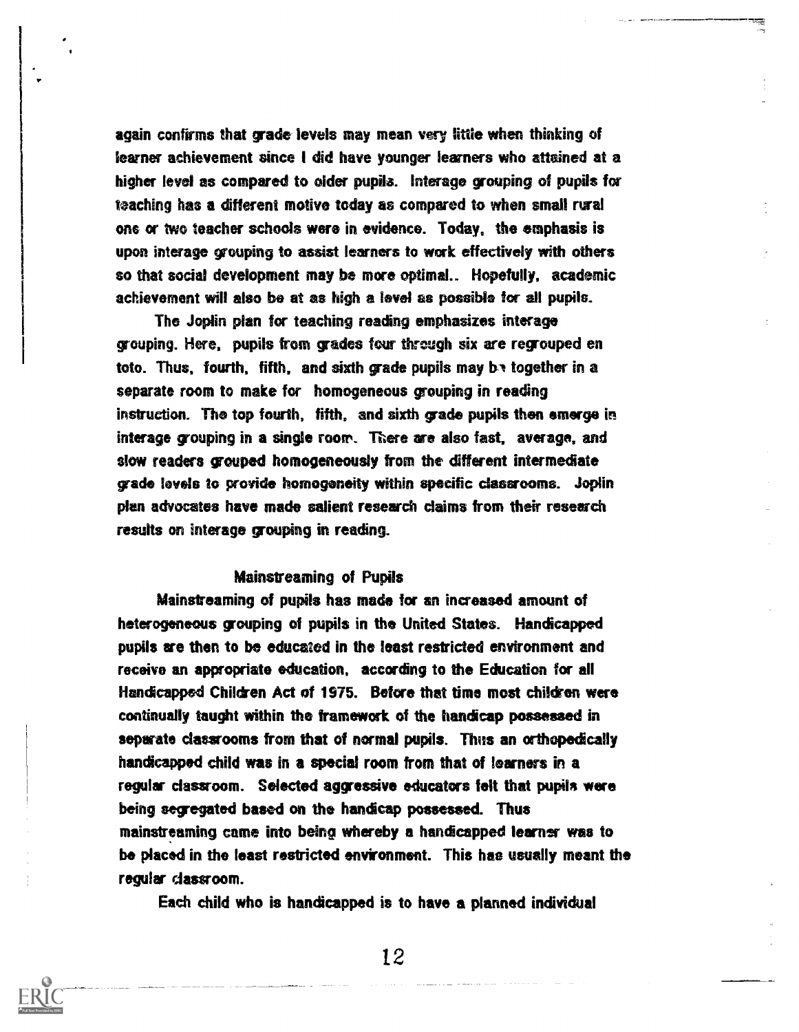again confirms that grade levels may mean very little when thinking of learner achievement since I did have younger learners who attained at a higher level as compared to older pupils. Interage grouping of pupils for teaching has a different motive today as compared to when small rural one or two teacher schools were in evidence. Today, the emphasis is upon interage grouping to assist learners to work effectively with others so that social development may be more optimal.. Hopefully, academic achievement will also be at as high a level as possible for all pupils.

The Joplin plan for teaching reading emphasizes interage grouping. Here, pupils from grades four through six are regrouped en toto. Thus, fourth, fifth, and sixth grade pupils may be together in a separate room to make for homogeneous grouping in reading instruction. The top fourth, fifth, and sixth grade pupils then emerge in interage grouping in a single room. There are also fast, average, and slow readers grouped homogeneously from the different intermediate grade levels to provide homogeneity within specific classrooms. Joplin plan advocates have made salient research claims from their research results on interage grouping in reading.

## Mainstreaming of Pupils

Mainstreaming of pupils has made for an increased amount of heterogeneous grouping of pupils in the United States. Handicapped pupils are then to be educated in the least restricted environment and receive an appropriate education, according to the Education for all Handicapped Children Act of 1975. Before that time most children were continually taught within the framework of the handicap possessed in separate classrooms from that of normal pupils. Thus an orthopedically handicapped child was in a special room from that of learners in a regular classroom. Selected aggressive educators felt that pupils were being segregated based on the handicap possessed. Thus mainstreaming came into being whereby a handicapped learner was to be placed in the least restricted environment. This has usually meant the regular classroom.

Each child who is handicapped is to have a planned individual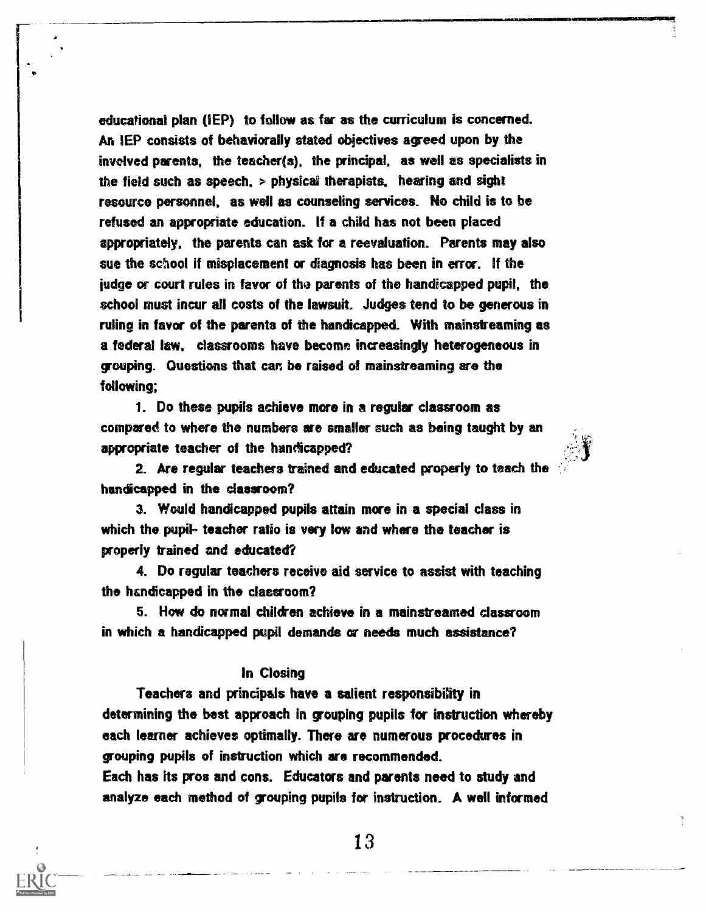educational plan (IEP) to follow as far as the curriculum is concerned. An IEP consists of behaviorally stated objectives agreed upon by the involved parents, the teacher(s), the principal, as well as specialists in the field such as speech, > physical therapists, hearing and sight resource personnel, as well as counseling services. No child is to be refused an appropriate education. If a child has not been placed appropriately, the parents can ask for a reevaluation. Parents may also sue the school if misplacement or diagnosis has been in error. If the judge or court rules in favor of the parents of the handicapped pupil, the school must incur all costs of the lawsuit. Judges tend to be generous in ruling in favor of the parents of the handicapped. With mainstreaming as a federal law, classrooms have become increasingly heterogeneous in grouping. Questions that can be raised of mainstreaming are the following;

1. Do these pupils achieve more in a regular classroom as compared to where the numbers are smaller such as being taught by an appropriate teacher of the handicapped?
2. Are regular teachers trained and educated properly to teach the handicapped in the classroom?
3. Would handicapped pupils attain more in a special class in which the pupil- teacher ratio is very low and where the teacher is properly trained and educated?
4. Do regular teachers receive aid service to assist with teaching the handicapped in the classroom?
5. How do normal children achieve in a mainstreamed classroom in which a handicapped pupil demands or needs much assistance?

## In Closing

Teachers and principals have a salient responsibility in determining the best approach in grouping pupils for instruction whereby each learner achieves optimally. There are numerous procedures in grouping pupils of instruction which are recommended.
Each has its pros and cons. Educators and parents need to study and analyze each method of grouping pupils for instruction. A well informed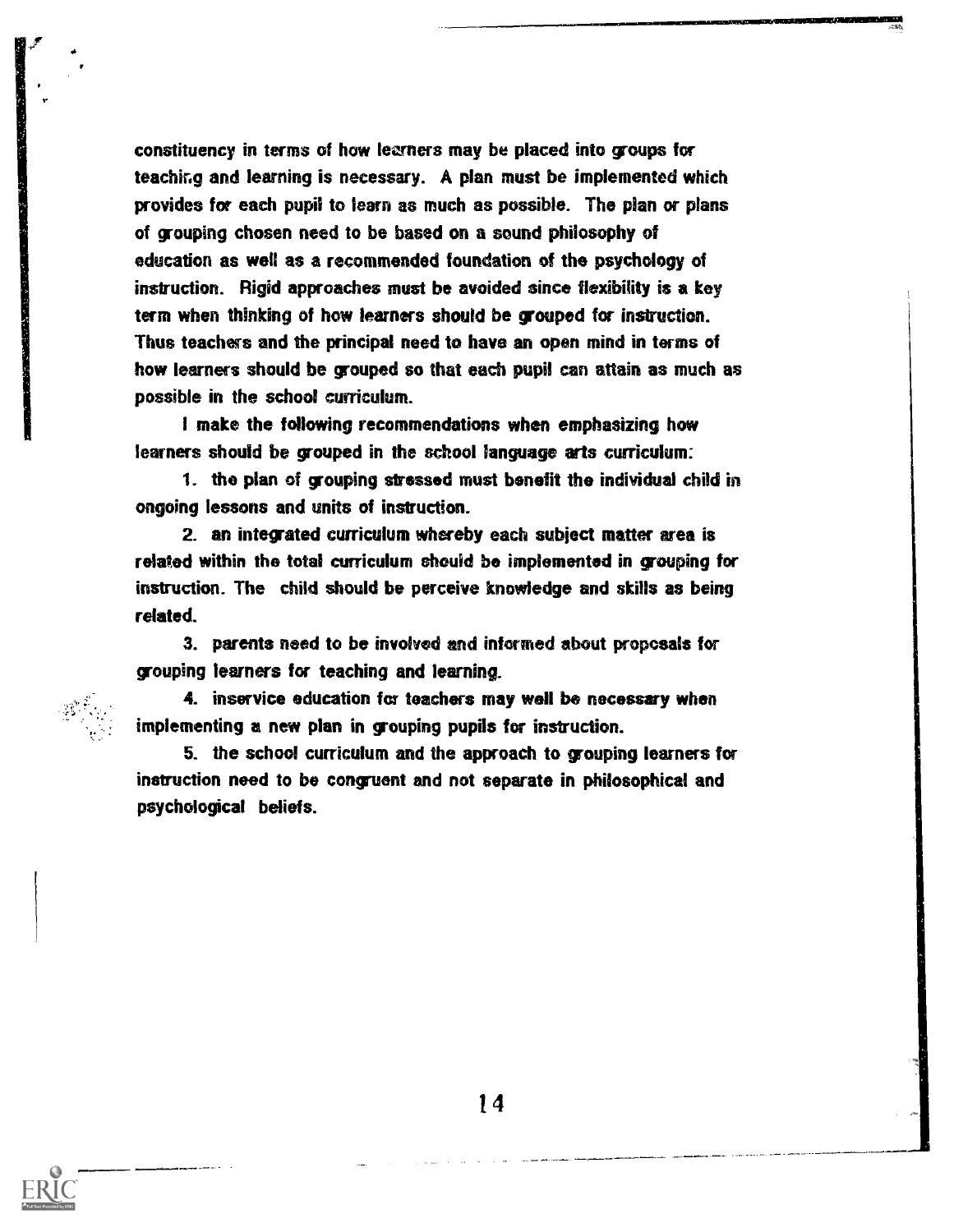constituency in terms of how learners may be placed into groups for teaching and learning is necessary. A plan must be implemented which provides for each pupil to learn as much as possible. The plan or plans of grouping chosen need to be based on a sound philosophy of education as well as a recommended foundation of the psychology of instruction. Rigid approaches must be avoided since flexibility is a key term when thinking of how learners should be grouped for instruction. Thus teachers and the principal need to have an open mind in terms of how learners should be grouped so that each pupil can attain as much as possible in the school curriculum.

I make the following recommendations when emphasizing how learners should be grouped in the school language arts curriculum:

1. the plan of grouping stressed must benefit the individual child in ongoing lessons and units of instruction.

2. an integrated curriculum whereby each subject matter area is related within the total curriculum should be implemented in grouping for instruction. The child should be perceive knowledge and skills as being related.

3. parents need to be involved and informed about proposals for grouping learners for teaching and learning.

4. inservice education for teachers may well be necessary when implementing a new plan in grouping pupils for instruction.

5. the school curriculum and the approach to grouping learners for instruction need to be congruent and not separate in philosophical and psychological beliefs.